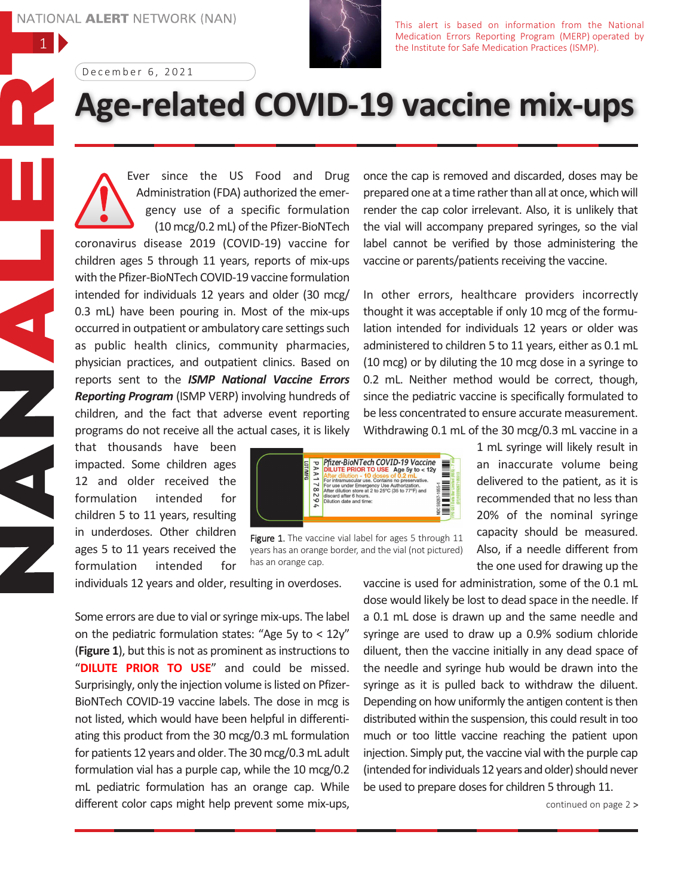NATIONAL ALERT NETWORK (NAN)

This alert is based on information from the National Medication Errors Reporting Program (MERP) operated by the Institute for Safe Medication Practices (ISMP).

December 6, 2021

# Age-related COVID-19 vaccine mix-ups

Ever since the US Food and Drug Administration (FDA) authorized the emergency use of a specific formulation (10 mcg/0.2 mL) of the Pfizer-BioNTech coronavirus disease 2019 (COVID-19) vaccine for children ages 5 through 11 years, reports of mix-ups with the Pfizer-BioNTech COVID-19 vaccine formulation intended for individuals 12 years and older (30 mcg/0.3 mL) have been pouring in. Most of the mix-ups occurred in outpatient or ambulatory care settings such as public health clinics, community pharmacies, physician practices, and outpatient clinics. Based on reports sent to the ***ISMP National Vaccine Errors Reporting Program*** (ISMP VERP) involving hundreds of children, and the fact that adverse event reporting programs do not receive all the actual cases, it is likely that thousands have been impacted. Some children ages 12 and older received the formulation intended for children 5 to 11 years, resulting in underdoses. Other children ages 5 to 11 years received the formulation intended for individuals 12 years and older, resulting in overdoses.

Some errors are due to vial or syringe mix-ups. The label on the pediatric formulation states: "Age 5y to < 12y" (**Figure 1**), but this is not as prominent as instructions to "**DILUTE PRIOR TO USE**" and could be missed. Surprisingly, only the injection volume is listed on Pfizer-BioNTech COVID-19 vaccine labels. The dose in mcg is not listed, which would have been helpful in differentiating this product from the 30 mcg/0.3 mL formulation for patients 12 years and older. The 30 mcg/0.3 mL adult formulation vial has a purple cap, while the 10 mcg/0.2 mL pediatric formulation has an orange cap. While different color caps might help prevent some mix-ups, once the cap is removed and discarded, doses may be prepared one at a time rather than all at once, which will render the cap color irrelevant. Also, it is unlikely that the vial will accompany prepared syringes, so the vial label cannot be verified by those administering the vaccine or parents/patients receiving the vaccine.

Figure 1. The vaccine vial label for ages 5 through 11 years has an orange border, and the vial (not pictured) has an orange cap.

In other errors, healthcare providers incorrectly thought it was acceptable if only 10 mcg of the formulation intended for individuals 12 years or older was administered to children 5 to 11 years, either as 0.1 mL (10 mcg) or by diluting the 10 mcg dose in a syringe to 0.2 mL. Neither method would be correct, though, since the pediatric vaccine is specifically formulated to be less concentrated to ensure accurate measurement. Withdrawing 0.1 mL of the 30 mcg/0.3 mL vaccine in a 1 mL syringe will likely result in an inaccurate volume being delivered to the patient, as it is recommended that no less than 20% of the nominal syringe capacity should be measured. Also, if a needle different from the one used for drawing up the vaccine is used for administration, some of the 0.1 mL dose would likely be lost to dead space in the needle. If a 0.1 mL dose is drawn up and the same needle and syringe are used to draw up a 0.9% sodium chloride diluent, then the vaccine initially in any dead space of the needle and syringe hub would be drawn into the syringe as it is pulled back to withdraw the diluent. Depending on how uniformly the antigen content is then distributed within the suspension, this could result in too much or too little vaccine reaching the patient upon injection. Simply put, the vaccine vial with the purple cap (intended for individuals 12 years and older) should never be used to prepare doses for children 5 through 11.

continued on page 2 >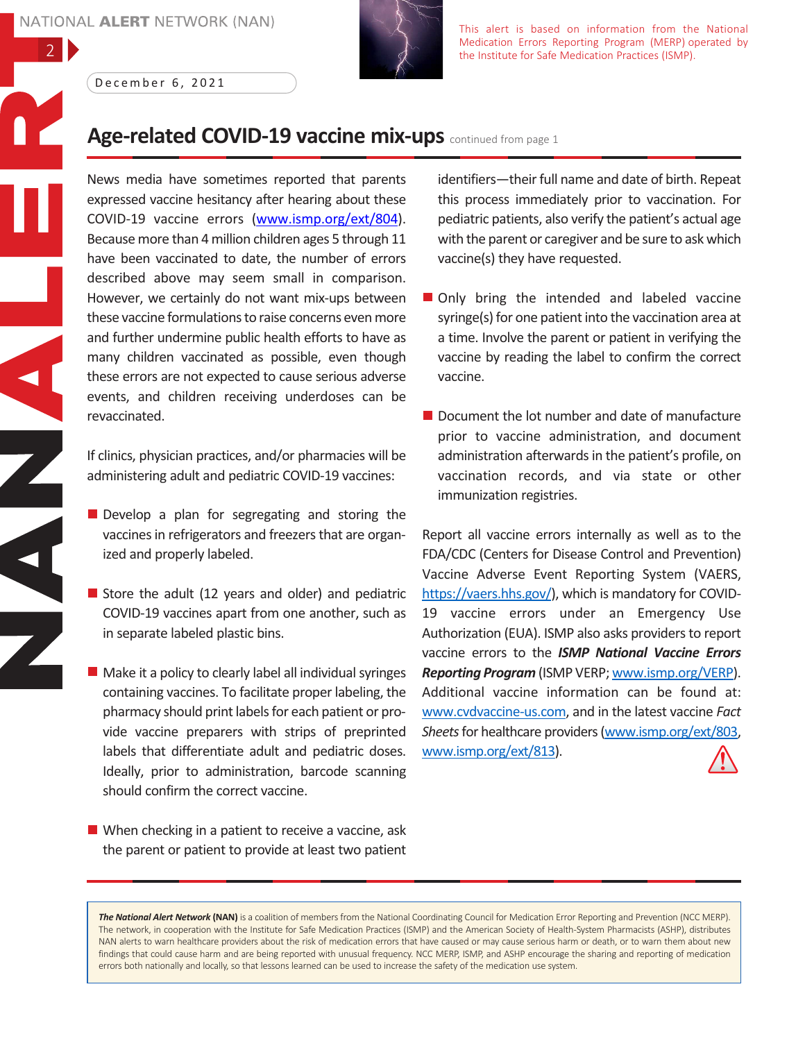## Age-related COVID-19 vaccine mix-ups continued from page 1

News media have sometimes reported that parents expressed vaccine hesitancy after hearing about these COVID-19 vaccine errors (www.ismp.org/ext/804). Because more than 4 million children ages 5 through 11 have been vaccinated to date, the number of errors described above may seem small in comparison. However, we certainly do not want mix-ups between these vaccine formulations to raise concerns even more and further undermine public health efforts to have as many children vaccinated as possible, even though these errors are not expected to cause serious adverse events, and children receiving underdoses can be revaccinated.

If clinics, physician practices, and/or pharmacies will be administering adult and pediatric COVID-19 vaccines:

- Develop a plan for segregating and storing the vaccines in refrigerators and freezers that are organized and properly labeled.
- Store the adult (12 years and older) and pediatric COVID-19 vaccines apart from one another, such as in separate labeled plastic bins.
- Make it a policy to clearly label all individual syringes containing vaccines. To facilitate proper labeling, the pharmacy should print labels for each patient or provide vaccine preparers with strips of preprinted labels that differentiate adult and pediatric doses. Ideally, prior to administration, barcode scanning should confirm the correct vaccine.
- When checking in a patient to receive a vaccine, ask the parent or patient to provide at least two patient identifiers—their full name and date of birth. Repeat this process immediately prior to vaccination. For pediatric patients, also verify the patient's actual age with the parent or caregiver and be sure to ask which vaccine(s) they have requested.
- Only bring the intended and labeled vaccine syringe(s) for one patient into the vaccination area at a time. Involve the parent or patient in verifying the vaccine by reading the label to confirm the correct vaccine.
- Document the lot number and date of manufacture prior to vaccine administration, and document administration afterwards in the patient's profile, on vaccination records, and via state or other immunization registries.

Report all vaccine errors internally as well as to the FDA/CDC (Centers for Disease Control and Prevention) Vaccine Adverse Event Reporting System (VAERS, https://vaers.hhs.gov/), which is mandatory for COVID-19 vaccine errors under an Emergency Use Authorization (EUA). ISMP also asks providers to report vaccine errors to the ***ISMP National Vaccine Errors Reporting Program*** (ISMP VERP; www.ismp.org/VERP). Additional vaccine information can be found at: www.cvdvaccine-us.com, and in the latest vaccine *Fact Sheets* for healthcare providers (www.ismp.org/ext/803, www.ismp.org/ext/813).

***The National Alert Network*** **(NAN)** is a coalition of members from the National Coordinating Council for Medication Error Reporting and Prevention (NCC MERP). The network, in cooperation with the Institute for Safe Medication Practices (ISMP) and the American Society of Health-System Pharmacists (ASHP), distributes NAN alerts to warn healthcare providers about the risk of medication errors that have caused or may cause serious harm or death, or to warn them about new findings that could cause harm and are being reported with unusual frequency. NCC MERP, ISMP, and ASHP encourage the sharing and reporting of medication errors both nationally and locally, so that lessons learned can be used to increase the safety of the medication use system.